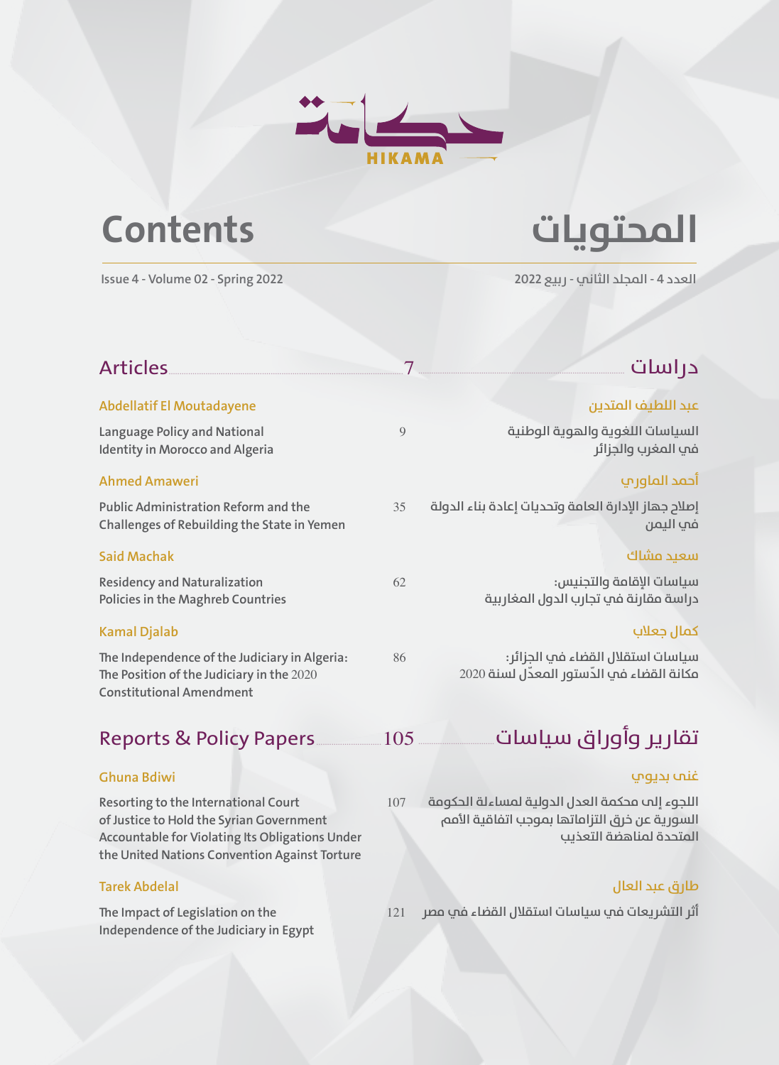حكامة
HIKAMA

# Contents

# المحتويات

Issue 4 - Volume 02 - Spring 2022

العدد 4 - المجلد الثاني - ربيع 2022

## Articles ........ 7 ........ دراسات

**Abdellatif El Moutadayene**

Language Policy and National Identity in Morocco and Algeria — 9

**عبد اللطيف المتدين**

السياسات اللغوية والهوية الوطنية في المغرب والجزائر

**Ahmed Amaweri**

Public Administration Reform and the Challenges of Rebuilding the State in Yemen — 35

**أحمد الماوري**

إصلاح جهاز الإدارة العامة وتحديات إعادة بناء الدولة في اليمن

**Said Machak**

Residency and Naturalization Policies in the Maghreb Countries — 62

**سعيد مشاك**

سياسات الإقامة والتجنيس: دراسة مقارنة في تجارب الدول المغاربية

**Kamal Djalab**

The Independence of the Judiciary in Algeria: The Position of the Judiciary in the 2020 Constitutional Amendment — 86

**كمال جعلاب**

سياسات استقلال القضاء في الجزائر: مكانة القضاء في الدّستور المعدّل لسنة 2020

## Reports & Policy Papers ........ 105 ........ تقارير وأوراق سياسات

**Ghuna Bdiwi**

Resorting to the International Court of Justice to Hold the Syrian Government Accountable for Violating Its Obligations Under the United Nations Convention Against Torture — 107

**غنى بديوي**

اللجوء إلى محكمة العدل الدولية لمساءلة الحكومة السورية عن خرق التزاماتها بموجب اتفاقية الأمم المتحدة لمناهضة التعذيب

**Tarek Abdelal**

The Impact of Legislation on the Independence of the Judiciary in Egypt — 121

**طارق عبد العال**

أثر التشريعات في سياسات استقلال القضاء في مصر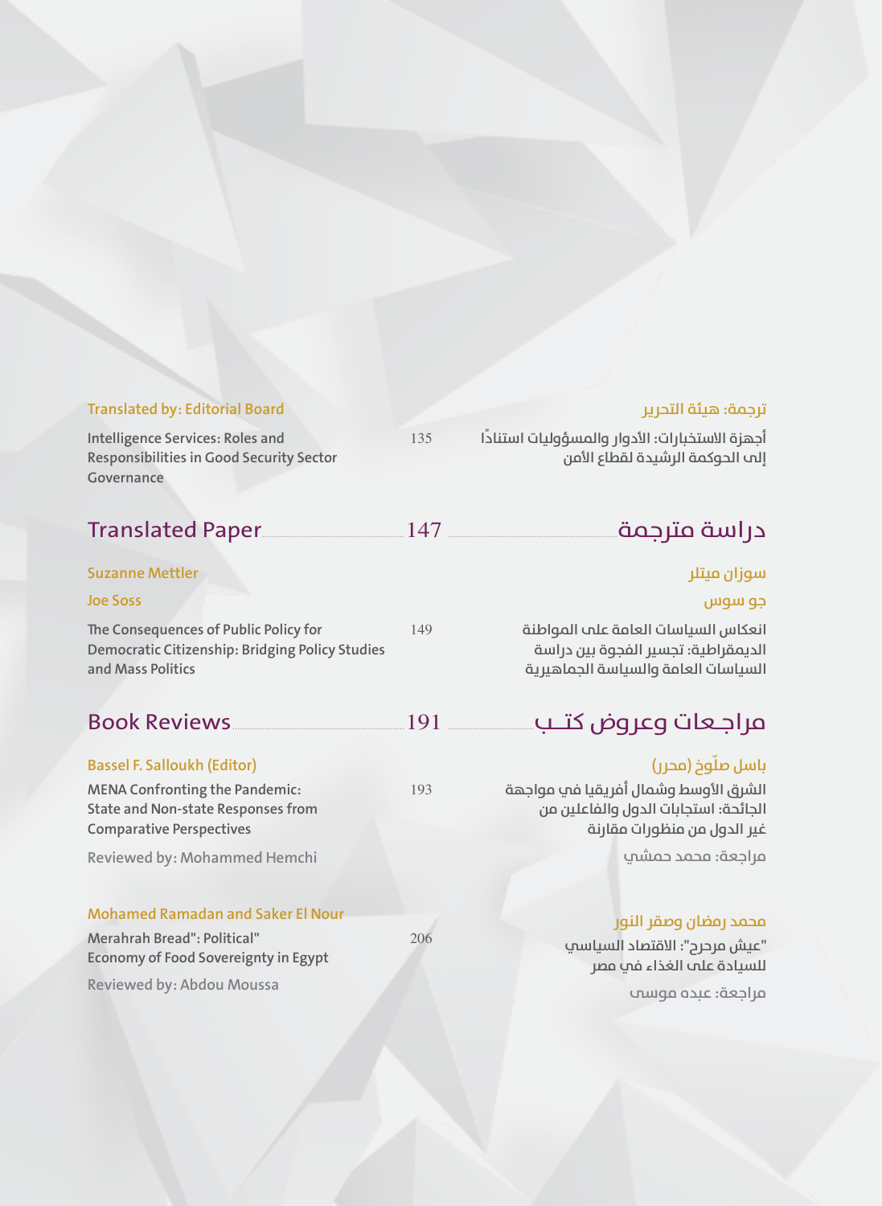Translated by: Editorial Board

Intelligence Services: Roles and Responsibilities in Good Security Sector Governance — 135

ترجمة: هيئة التحرير

أجهزة الاستخبارات: الأدوار والمسؤوليات استنادًا إلى الحوكمة الرشيدة لقطاع الأمن — 135

## Translated Paper — 147 — دراسة مترجمة

Suzanne Mettler

Joe Soss

The Consequences of Public Policy for Democratic Citizenship: Bridging Policy Studies and Mass Politics — 149

سوزان ميتلر

جو سوس

انعكاس السياسات العامة على المواطنة الديمقراطية: تجسير الفجوة بين دراسة السياسات العامة والسياسة الجماهيرية — 149

## Book Reviews — 191 — مراجعات وعروض كتب

Bassel F. Salloukh (Editor)

MENA Confronting the Pandemic: State and Non-state Responses from Comparative Perspectives — 193

Reviewed by: Mohammed Hemchi

باسل صلّوخ (محرر)

الشرق الأوسط وشمال أفريقيا في مواجهة الجائحة: استجابات الدول والفاعلين من غير الدول من منظورات مقارنة — 193

مراجعة: محمد حمشي

Mohamed Ramadan and Saker El Nour

Merahrah Bread": Political" Economy of Food Sovereignty in Egypt — 206

Reviewed by: Abdou Moussa

محمد رمضان وصقر النور

"عيش مرحرح": الاقتصاد السياسي للسيادة على الغذاء في مصر — 206

مراجعة: عبده موسى